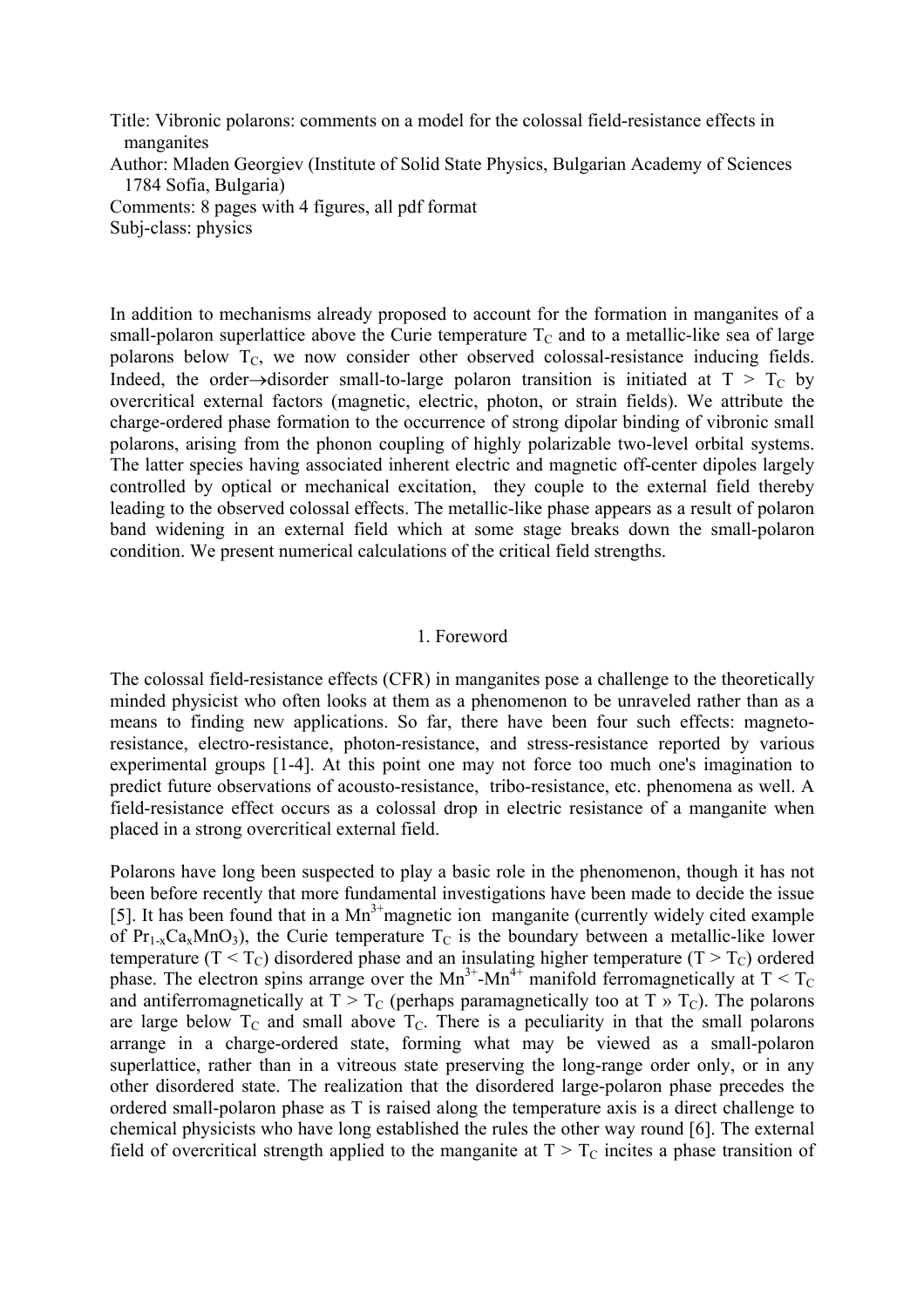Title: Vibronic polarons: comments on a model for the colossal field-resistance effects in manganites
Author: Mladen Georgiev (Institute of Solid State Physics, Bulgarian Academy of Sciences 1784 Sofia, Bulgaria)
Comments: 8 pages with 4 figures, all pdf format
Subj-class: physics

In addition to mechanisms already proposed to account for the formation in manganites of a small-polaron superlattice above the Curie temperature $T_C$ and to a metallic-like sea of large polarons below $T_C$, we now consider other observed colossal-resistance inducing fields. Indeed, the order→disorder small-to-large polaron transition is initiated at $T > T_C$ by overcritical external factors (magnetic, electric, photon, or strain fields). We attribute the charge-ordered phase formation to the occurrence of strong dipolar binding of vibronic small polarons, arising from the phonon coupling of highly polarizable two-level orbital systems. The latter species having associated inherent electric and magnetic off-center dipoles largely controlled by optical or mechanical excitation, they couple to the external field thereby leading to the observed colossal effects. The metallic-like phase appears as a result of polaron band widening in an external field which at some stage breaks down the small-polaron condition. We present numerical calculations of the critical field strengths.

## 1. Foreword

The colossal field-resistance effects (CFR) in manganites pose a challenge to the theoretically minded physicist who often looks at them as a phenomenon to be unraveled rather than as a means to finding new applications. So far, there have been four such effects: magneto-resistance, electro-resistance, photon-resistance, and stress-resistance reported by various experimental groups [1-4]. At this point one may not force too much one's imagination to predict future observations of acousto-resistance, tribo-resistance, etc. phenomena as well. A field-resistance effect occurs as a colossal drop in electric resistance of a manganite when placed in a strong overcritical external field.

Polarons have long been suspected to play a basic role in the phenomenon, though it has not been before recently that more fundamental investigations have been made to decide the issue [5]. It has been found that in a $Mn^{3+}$magnetic ion manganite (currently widely cited example of $Pr_{1-x}Ca_xMnO_3$), the Curie temperature $T_C$ is the boundary between a metallic-like lower temperature ($T < T_C$) disordered phase and an insulating higher temperature ($T > T_C$) ordered phase. The electron spins arrange over the $Mn^{3+}$-$Mn^{4+}$ manifold ferromagnetically at $T < T_C$ and antiferromagnetically at $T > T_C$ (perhaps paramagnetically too at $T \gg T_C$). The polarons are large below $T_C$ and small above $T_C$. There is a peculiarity in that the small polarons arrange in a charge-ordered state, forming what may be viewed as a small-polaron superlattice, rather than in a vitreous state preserving the long-range order only, or in any other disordered state. The realization that the disordered large-polaron phase precedes the ordered small-polaron phase as T is raised along the temperature axis is a direct challenge to chemical physicists who have long established the rules the other way round [6]. The external field of overcritical strength applied to the manganite at $T > T_C$ incites a phase transition of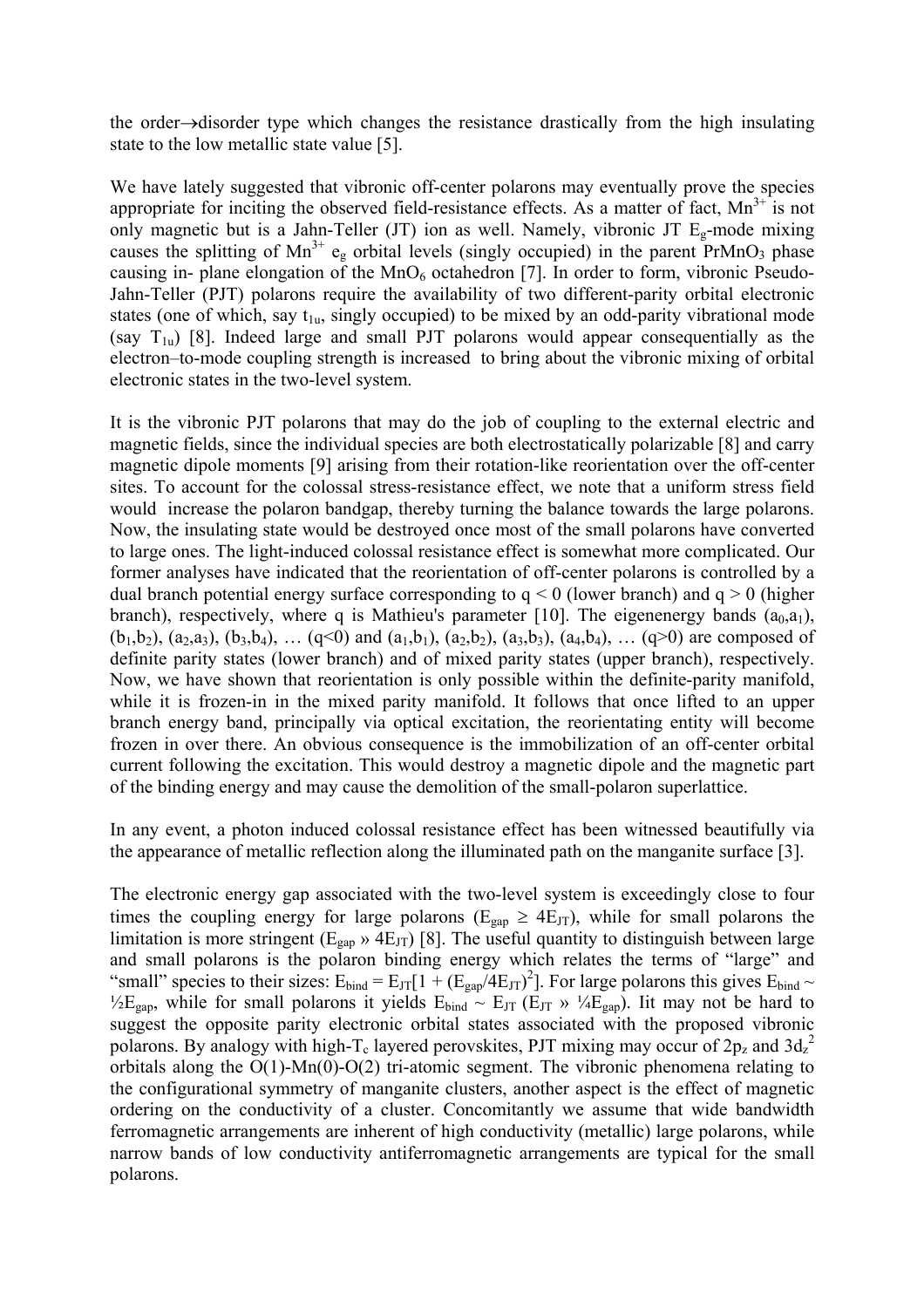the order→disorder type which changes the resistance drastically from the high insulating state to the low metallic state value [5].

We have lately suggested that vibronic off-center polarons may eventually prove the species appropriate for inciting the observed field-resistance effects. As a matter of fact, $Mn^{3+}$ is not only magnetic but is a Jahn-Teller (JT) ion as well. Namely, vibronic JT $E_g$-mode mixing causes the splitting of $Mn^{3+}$ $e_g$ orbital levels (singly occupied) in the parent $PrMnO_3$ phase causing in- plane elongation of the $MnO_6$ octahedron [7]. In order to form, vibronic Pseudo-Jahn-Teller (PJT) polarons require the availability of two different-parity orbital electronic states (one of which, say $t_{1u}$, singly occupied) to be mixed by an odd-parity vibrational mode (say $T_{1u}$) [8]. Indeed large and small PJT polarons would appear consequentially as the electron–to-mode coupling strength is increased to bring about the vibronic mixing of orbital electronic states in the two-level system.

It is the vibronic PJT polarons that may do the job of coupling to the external electric and magnetic fields, since the individual species are both electrostatically polarizable [8] and carry magnetic dipole moments [9] arising from their rotation-like reorientation over the off-center sites. To account for the colossal stress-resistance effect, we note that a uniform stress field would increase the polaron bandgap, thereby turning the balance towards the large polarons. Now, the insulating state would be destroyed once most of the small polarons have converted to large ones. The light-induced colossal resistance effect is somewhat more complicated. Our former analyses have indicated that the reorientation of off-center polarons is controlled by a dual branch potential energy surface corresponding to $q < 0$ (lower branch) and $q > 0$ (higher branch), respectively, where q is Mathieu's parameter [10]. The eigenenergy bands $(a_0,a_1)$, $(b_1,b_2)$, $(a_2,a_3)$, $(b_3,b_4)$, … ($q<0$) and $(a_1,b_1)$, $(a_2,b_2)$, $(a_3,b_3)$, $(a_4,b_4)$, … ($q>0$) are composed of definite parity states (lower branch) and of mixed parity states (upper branch), respectively. Now, we have shown that reorientation is only possible within the definite-parity manifold, while it is frozen-in in the mixed parity manifold. It follows that once lifted to an upper branch energy band, principally via optical excitation, the reorientating entity will become frozen in over there. An obvious consequence is the immobilization of an off-center orbital current following the excitation. This would destroy a magnetic dipole and the magnetic part of the binding energy and may cause the demolition of the small-polaron superlattice.

In any event, a photon induced colossal resistance effect has been witnessed beautifully via the appearance of metallic reflection along the illuminated path on the manganite surface [3].

The electronic energy gap associated with the two-level system is exceedingly close to four times the coupling energy for large polarons ($E_{gap} \geq 4E_{JT}$), while for small polarons the limitation is more stringent ($E_{gap} \gg 4E_{JT}$) [8]. The useful quantity to distinguish between large and small polarons is the polaron binding energy which relates the terms of "large" and "small" species to their sizes: $E_{bind} = E_{JT}[1 + (E_{gap}/4E_{JT})^2]$. For large polarons this gives $E_{bind} \sim \frac{1}{2}E_{gap}$, while for small polarons it yields $E_{bind} \sim E_{JT}$ ($E_{JT} \gg \frac{1}{4}E_{gap}$). Iit may not be hard to suggest the opposite parity electronic orbital states associated with the proposed vibronic polarons. By analogy with high-$T_c$ layered perovskites, PJT mixing may occur of $2p_z$ and $3d_z^2$ orbitals along the O(1)-Mn(0)-O(2) tri-atomic segment. The vibronic phenomena relating to the configurational symmetry of manganite clusters, another aspect is the effect of magnetic ordering on the conductivity of a cluster. Concomitantly we assume that wide bandwidth ferromagnetic arrangements are inherent of high conductivity (metallic) large polarons, while narrow bands of low conductivity antiferromagnetic arrangements are typical for the small polarons.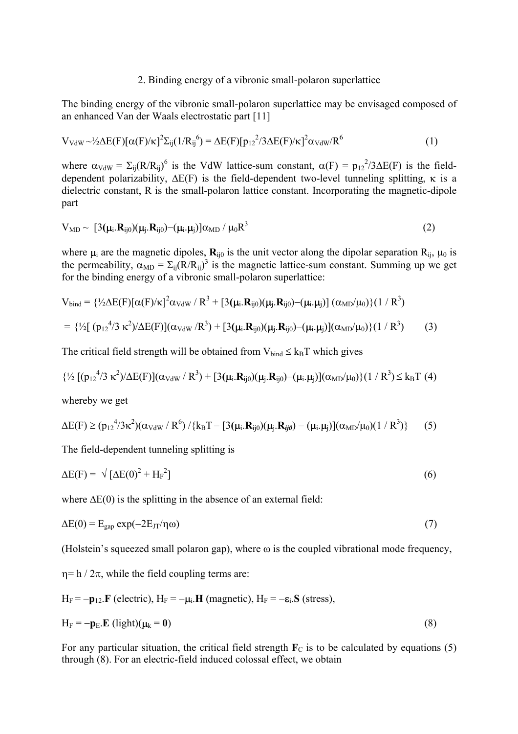## 2. Binding energy of a vibronic small-polaron superlattice

The binding energy of the vibronic small-polaron superlattice may be envisaged composed of an enhanced Van der Waals electrostatic part [11]

$$V_{VdW} \sim \tfrac{1}{2}\Delta E(F)[\alpha(F)/\kappa]^2\Sigma_{ij}(1/R_{ij}^6) = \Delta E(F)[p_{12}^2/3\Delta E(F)/\kappa]^2\alpha_{VdW}/R^6 \quad (1)$$

where $\alpha_{VdW} = \Sigma_{ij}(R/R_{ij})^6$ is the VdW lattice-sum constant, $\alpha(F) = p_{12}^2/3\Delta E(F)$ is the field-dependent polarizability, $\Delta E(F)$ is the field-dependent two-level tunneling splitting, $\kappa$ is a dielectric constant, R is the small-polaron lattice constant. Incorporating the magnetic-dipole part

$$V_{MD} \sim [3(\mu_i.\mathbf{R}_{ij0})(\mu_j.\mathbf{R}_{ij0})-(\mu_i.\mu_j)]\alpha_{MD} / \mu_0 R^3 \quad (2)$$

where $\mu_i$ are the magnetic dipoles, $\mathbf{R}_{ij0}$ is the unit vector along the dipolar separation $R_{ij}$, $\mu_0$ is the permeability, $\alpha_{MD} = \Sigma_{ij}(R/R_{ij})^3$ is the magnetic lattice-sum constant. Summing up we get for the binding energy of a vibronic small-polaron superlattice:

$$V_{bind} = \{\tfrac{1}{2}\Delta E(F)[\alpha(F)/\kappa]^2\alpha_{VdW} / R^3 + [3(\mu_i.\mathbf{R}_{ij0})(\mu_j.\mathbf{R}_{ij0})-(\mu_i.\mu_j)]\,(\alpha_{MD}/\mu_0)\}(1 / R^3)$$

$$= \{\tfrac{1}{2}[\,(p_{12}^4/3\,\kappa^2)/\Delta E(F)](\alpha_{VdW}/R^3) + [3(\mu_i.\mathbf{R}_{ij0})(\mu_j.\mathbf{R}_{ij0})-(\mu_i.\mu_j)](\alpha_{MD}/\mu_0)\}(1 / R^3) \quad (3)$$

The critical field strength will be obtained from $V_{bind} \le k_B T$ which gives

$$\{\tfrac{1}{2}[(p_{12}^4/3\,\kappa^2)/\Delta E(F)](\alpha_{VdW} / R^3) + [3(\mu_i.\mathbf{R}_{ij0})(\mu_j.\mathbf{R}_{ij0})-(\mu_i.\mu_j)](\alpha_{MD}/\mu_0)\}(1 / R^3) \le k_B T \quad (4)$$

whereby we get

$$\Delta E(F) \ge (p_{12}^4/3\kappa^2)(\alpha_{VdW} / R^6) / \{k_B T - [3(\mu_i.\mathbf{R}_{ij0})(\mu_j.\mathbf{R}_{ij0}) - (\mu_i.\mu_j)](\alpha_{MD}/\mu_0)(1 / R^3)\} \quad (5)$$

The field-dependent tunneling splitting is

$$\Delta E(F) = \sqrt{[\Delta E(0)^2 + H_F^2]} \quad (6)$$

where $\Delta E(0)$ is the splitting in the absence of an external field:

$$\Delta E(0) = E_{gap}\exp(-2E_{JT}/\eta\omega) \quad (7)$$

(Holstein's squeezed small polaron gap), where $\omega$ is the coupled vibrational mode frequency,

$\eta = h / 2\pi$, while the field coupling terms are:

$$H_F = -\mathbf{p}_{12}.\mathbf{F} \text{ (electric)},\ H_F = -\mu_i.\mathbf{H} \text{ (magnetic)},\ H_F = -\varepsilon_i.\mathbf{S} \text{ (stress)},$$

$$H_F = -\mathbf{p}_E.\mathbf{E} \text{ (light)}(\mu_k = \mathbf{0}) \quad (8)$$

For any particular situation, the critical field strength $\mathbf{F}_C$ is to be calculated by equations (5) through (8). For an electric-field induced colossal effect, we obtain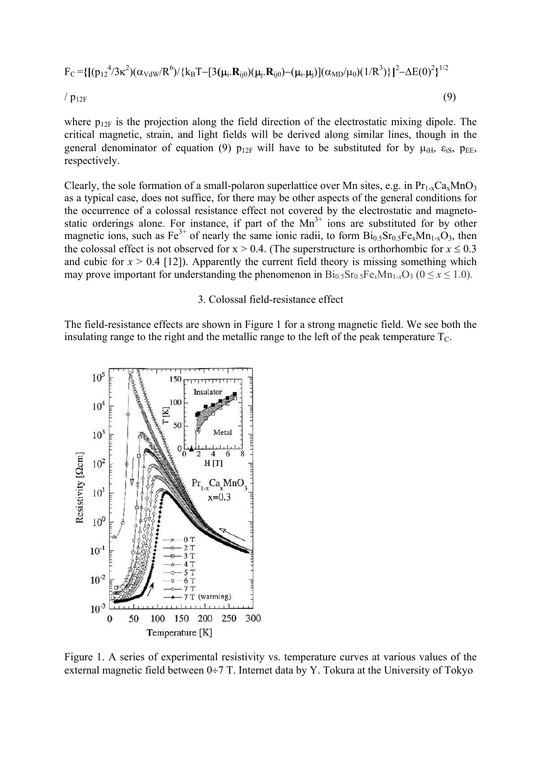$$F_C = \{[(p_{12}^4/3\kappa^2)(\alpha_{VdW}/R^6)/\{k_BT-[3(\boldsymbol{\mu}_i.\mathbf{R}_{ij0})(\boldsymbol{\mu}_j.\mathbf{R}_{ij0})-(\boldsymbol{\mu}_i.\boldsymbol{\mu}_j)](\alpha_{MD}/\mu_0)(1/R^3)\}]^2-\Delta E(0)^2\}^{1/2} / p_{12F} \quad (9)$$

where $p_{12F}$ is the projection along the field direction of the electrostatic mixing dipole. The critical magnetic, strain, and light fields will be derived along similar lines, though in the general denominator of equation (9) $p_{12F}$ will have to be substituted for by $\mu_{iH}$, $\varepsilon_{iS}$, $p_{EE}$, respectively.

Clearly, the sole formation of a small-polaron superlattice over Mn sites, e.g. in $Pr_{1-x}Ca_xMnO_3$ as a typical case, does not suffice, for there may be other aspects of the general conditions for the occurrence of a colossal resistance effect not covered by the electrostatic and magneto-static orderings alone. For instance, if part of the $Mn^{3+}$ ions are substituted for by other magnetic ions, such as $Fe^{3+}$ of nearly the same ionic radii, to form $Bi_{0.5}Sr_{0.5}Fe_xMn_{1-x}O_3$, then the colossal effect is not observed for $x > 0.4$. (The superstructure is orthorhombic for $x \leq 0.3$ and cubic for $x > 0.4$ [12]). Apparently the current field theory is missing something which may prove important for understanding the phenomenon in $Bi_{0.5}Sr_{0.5}Fe_xMn_{1-x}O_3$ ($0 \leq x \leq 1.0$).

## 3. Colossal field-resistance effect

The field-resistance effects are shown in Figure 1 for a strong magnetic field. We see both the insulating range to the right and the metallic range to the left of the peak temperature $T_C$.

Resistivity [Ωcm]
Temperature [K]
10^5 10^4 10^3 10^2 10^1 10^0 10^-1 10^-2 10^-3
0 50 100 150 200 250 300
Insulator
Metal
T [K]
H [T]
$Pr_{1-x}Ca_xMnO_3$
x=0.3
0 T
2 T
3 T
4 T
5 T
6 T
7 T
7 T (warming)

Figure 1. A series of experimental resistivity vs. temperature curves at various values of the external magnetic field between 0÷7 T. Internet data by Y. Tokura at the University of Tokyo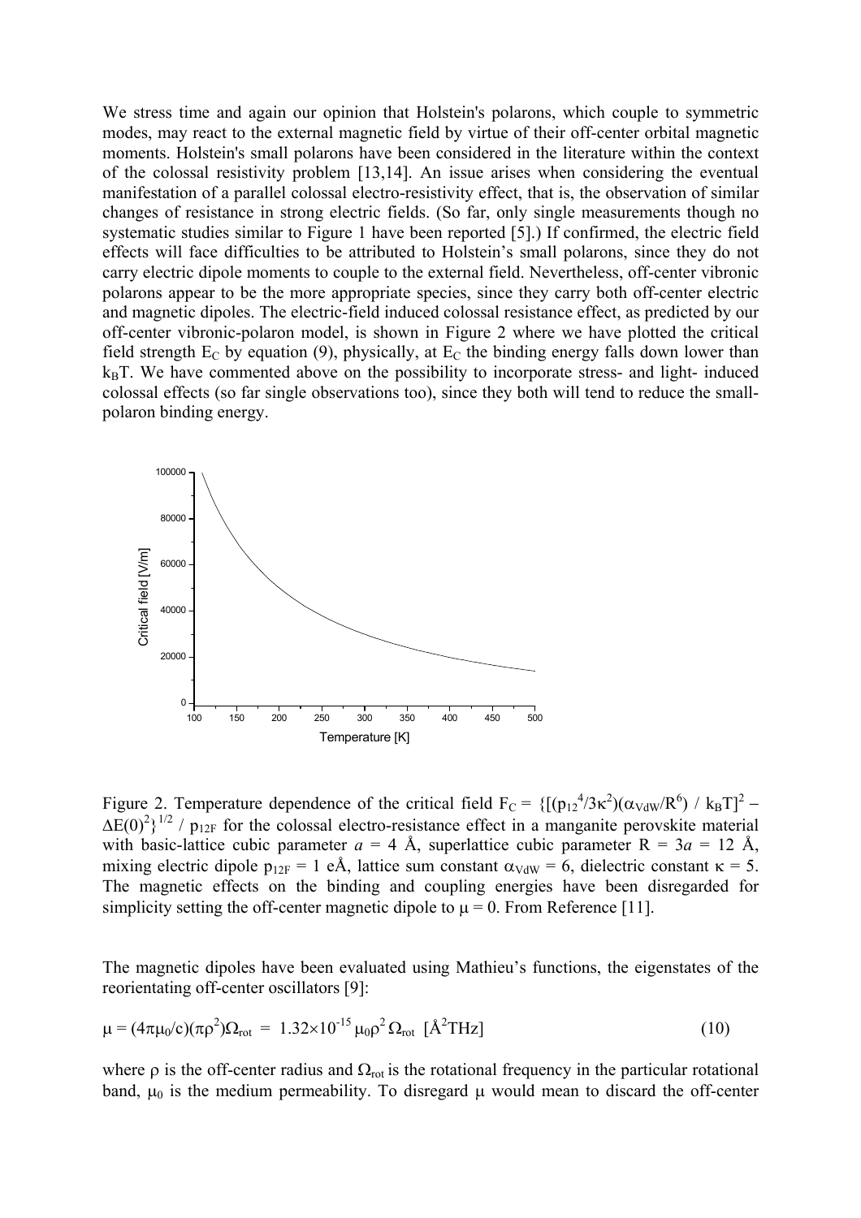We stress time and again our opinion that Holstein's polarons, which couple to symmetric modes, may react to the external magnetic field by virtue of their off-center orbital magnetic moments. Holstein's small polarons have been considered in the literature within the context of the colossal resistivity problem [13,14]. An issue arises when considering the eventual manifestation of a parallel colossal electro-resistivity effect, that is, the observation of similar changes of resistance in strong electric fields. (So far, only single measurements though no systematic studies similar to Figure 1 have been reported [5].) If confirmed, the electric field effects will face difficulties to be attributed to Holstein's small polarons, since they do not carry electric dipole moments to couple to the external field. Nevertheless, off-center vibronic polarons appear to be the more appropriate species, since they carry both off-center electric and magnetic dipoles. The electric-field induced colossal resistance effect, as predicted by our off-center vibronic-polaron model, is shown in Figure 2 where we have plotted the critical field strength $E_C$ by equation (9), physically, at $E_C$ the binding energy falls down lower than $k_BT$. We have commented above on the possibility to incorporate stress- and light- induced colossal effects (so far single observations too), since they both will tend to reduce the small-polaron binding energy.

Critical field [V/m]

100000
80000
60000
40000
20000
0

100 150 200 250 300 350 400 450 500

Temperature [K]

Figure 2. Temperature dependence of the critical field $F_C = \{[(p_{12}^4/3\kappa^2)(\alpha_{VdW}/R^6) / k_BT]^2 - \Delta E(0)^2\}^{1/2} / p_{12F}$ for the colossal electro-resistance effect in a manganite perovskite material with basic-lattice cubic parameter $a$ = 4 Å, superlattice cubic parameter R = 3$a$ = 12 Å, mixing electric dipole $p_{12F}$ = 1 eÅ, lattice sum constant $\alpha_{VdW}$ = 6, dielectric constant $\kappa$ = 5. The magnetic effects on the binding and coupling energies have been disregarded for simplicity setting the off-center magnetic dipole to $\mu$ = 0. From Reference [11].

The magnetic dipoles have been evaluated using Mathieu's functions, the eigenstates of the reorientating off-center oscillators [9]:

$$\mu = (4\pi\mu_0/c)(\pi\rho^2)\Omega_{rot} = 1.32\times10^{-15}\,\mu_0\rho^2\,\Omega_{rot}\ \ [\text{Å}^2\text{THz}] \qquad (10)$$

where $\rho$ is the off-center radius and $\Omega_{rot}$ is the rotational frequency in the particular rotational band, $\mu_0$ is the medium permeability. To disregard $\mu$ would mean to discard the off-center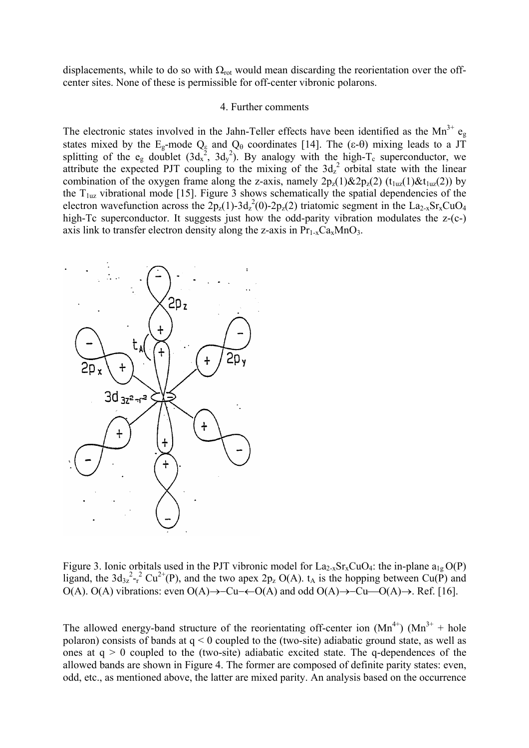displacements, while to do so with $\Omega_{rot}$ would mean discarding the reorientation over the off-center sites. None of these is permissible for off-center vibronic polarons.

## 4. Further comments

The electronic states involved in the Jahn-Teller effects have been identified as the $Mn^{3+}$ $e_g$ states mixed by the $E_g$-mode $Q_\varepsilon$ and $Q_\theta$ coordinates [14]. The ($\varepsilon$-$\theta$) mixing leads to a JT splitting of the $e_g$ doublet ($3d_x^2$, $3d_y^2$). By analogy with the high-$T_c$ superconductor, we attribute the expected PJT coupling to the mixing of the $3d_z^2$ orbital state with the linear combination of the oxygen frame along the z-axis, namely $2p_z(1)\&2p_z(2)$ ($t_{1uz}(1)\&t_{1uz}(2)$) by the $T_{1uz}$ vibrational mode [15]. Figure 3 shows schematically the spatial dependencies of the electron wavefunction across the $2p_z(1)$-$3d_z^2(0)$-$2p_z(2)$ triatomic segment in the $La_{2-x}Sr_xCuO_4$ high-Tc superconductor. It suggests just how the odd-parity vibration modulates the z-(c-) axis link to transfer electron density along the z-axis in $Pr_{1-x}Ca_xMnO_3$.

2pz
tA
2px
2py
$3d_{3z^2-r^2}$

Figure 3. Ionic orbitals used in the PJT vibronic model for $La_{2-x}Sr_xCuO_4$: the in-plane $a_{1g}$ O(P) ligand, the $3d_{3z^2-r^2}$ $Cu^{2+}$(P), and the two apex $2p_z$ O(A). $t_A$ is the hopping between Cu(P) and O(A). O(A) vibrations: even O(A)→–Cu–←O(A) and odd O(A)→–Cu—O(A)→. Ref. [16].

The allowed energy-band structure of the reorientating off-center ion ($Mn^{4+}$) ($Mn^{3+}$ + hole polaron) consists of bands at q < 0 coupled to the (two-site) adiabatic ground state, as well as ones at q > 0 coupled to the (two-site) adiabatic excited state. The q-dependences of the allowed bands are shown in Figure 4. The former are composed of definite parity states: even, odd, etc., as mentioned above, the latter are mixed parity. An analysis based on the occurrence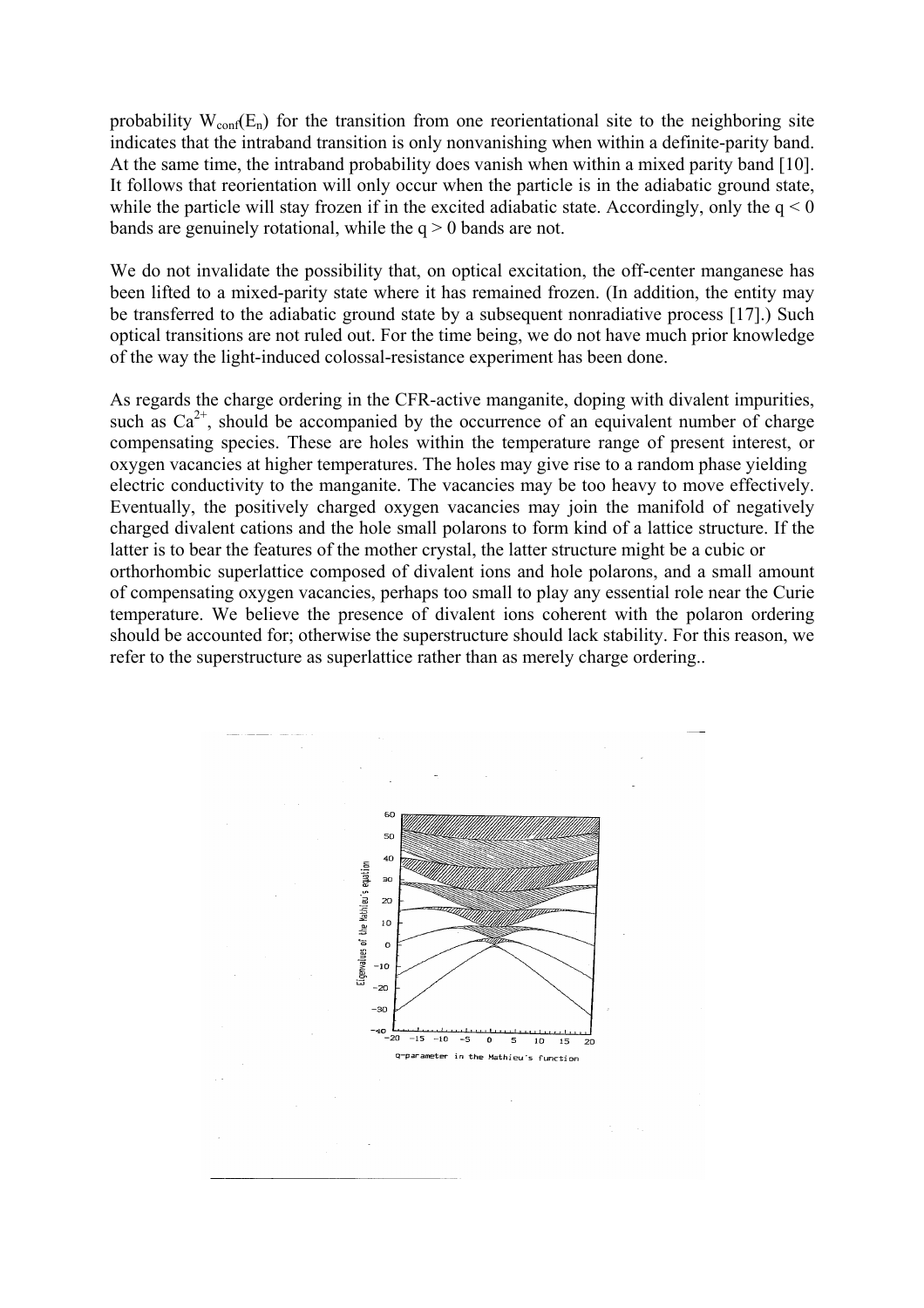probability $W_{conf}(E_n)$ for the transition from one reorientational site to the neighboring site indicates that the intraband transition is only nonvanishing when within a definite-parity band. At the same time, the intraband probability does vanish when within a mixed parity band [10]. It follows that reorientation will only occur when the particle is in the adiabatic ground state, while the particle will stay frozen if in the excited adiabatic state. Accordingly, only the $q < 0$ bands are genuinely rotational, while the $q > 0$ bands are not.

We do not invalidate the possibility that, on optical excitation, the off-center manganese has been lifted to a mixed-parity state where it has remained frozen. (In addition, the entity may be transferred to the adiabatic ground state by a subsequent nonradiative process [17].) Such optical transitions are not ruled out. For the time being, we do not have much prior knowledge of the way the light-induced colossal-resistance experiment has been done.

As regards the charge ordering in the CFR-active manganite, doping with divalent impurities, such as $Ca^{2+}$, should be accompanied by the occurrence of an equivalent number of charge compensating species. These are holes within the temperature range of present interest, or oxygen vacancies at higher temperatures. The holes may give rise to a random phase yielding electric conductivity to the manganite. The vacancies may be too heavy to move effectively. Eventually, the positively charged oxygen vacancies may join the manifold of negatively charged divalent cations and the hole small polarons to form kind of a lattice structure. If the latter is to bear the features of the mother crystal, the latter structure might be a cubic or orthorhombic superlattice composed of divalent ions and hole polarons, and a small amount of compensating oxygen vacancies, perhaps too small to play any essential role near the Curie temperature. We believe the presence of divalent ions coherent with the polaron ordering should be accounted for; otherwise the superstructure should lack stability. For this reason, we refer to the superstructure as superlattice rather than as merely charge ordering..

Eigenvalues of the Mathieu's equation

60
50
40
30
20
10
0
−10
−20
−30
−40

−20 −15 −10 −5 0 5 10 15 20

q-parameter in the Mathieu's function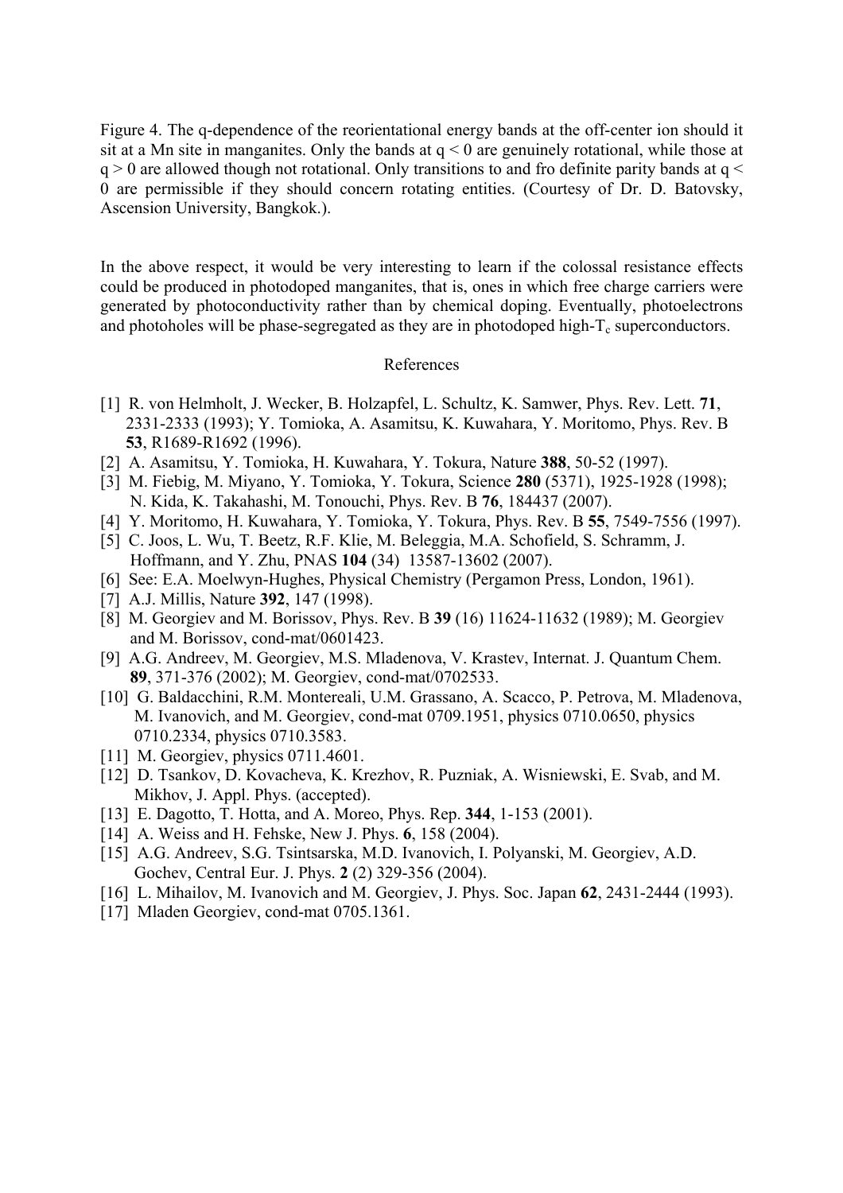Figure 4. The q-dependence of the reorientational energy bands at the off-center ion should it sit at a Mn site in manganites. Only the bands at $q < 0$ are genuinely rotational, while those at $q > 0$ are allowed though not rotational. Only transitions to and fro definite parity bands at $q < 0$ are permissible if they should concern rotating entities. (Courtesy of Dr. D. Batovsky, Ascension University, Bangkok.).

In the above respect, it would be very interesting to learn if the colossal resistance effects could be produced in photodoped manganites, that is, ones in which free charge carriers were generated by photoconductivity rather than by chemical doping. Eventually, photoelectrons and photoholes will be phase-segregated as they are in photodoped high-$T_c$ superconductors.

## References

[1] R. von Helmholt, J. Wecker, B. Holzapfel, L. Schultz, K. Samwer, Phys. Rev. Lett. **71**, 2331-2333 (1993); Y. Tomioka, A. Asamitsu, K. Kuwahara, Y. Moritomo, Phys. Rev. B **53**, R1689-R1692 (1996).
[2] A. Asamitsu, Y. Tomioka, H. Kuwahara, Y. Tokura, Nature **388**, 50-52 (1997).
[3] M. Fiebig, M. Miyano, Y. Tomioka, Y. Tokura, Science **280** (5371), 1925-1928 (1998); N. Kida, K. Takahashi, M. Tonouchi, Phys. Rev. B **76**, 184437 (2007).
[4] Y. Moritomo, H. Kuwahara, Y. Tomioka, Y. Tokura, Phys. Rev. B **55**, 7549-7556 (1997).
[5] C. Joos, L. Wu, T. Beetz, R.F. Klie, M. Beleggia, M.A. Schofield, S. Schramm, J. Hoffmann, and Y. Zhu, PNAS **104** (34) 13587-13602 (2007).
[6] See: E.A. Moelwyn-Hughes, Physical Chemistry (Pergamon Press, London, 1961).
[7] A.J. Millis, Nature **392**, 147 (1998).
[8] M. Georgiev and M. Borissov, Phys. Rev. B **39** (16) 11624-11632 (1989); M. Georgiev and M. Borissov, cond-mat/0601423.
[9] A.G. Andreev, M. Georgiev, M.S. Mladenova, V. Krastev, Internat. J. Quantum Chem. **89**, 371-376 (2002); M. Georgiev, cond-mat/0702533.
[10] G. Baldacchini, R.M. Montereali, U.M. Grassano, A. Scacco, P. Petrova, M. Mladenova, M. Ivanovich, and M. Georgiev, cond-mat 0709.1951, physics 0710.0650, physics 0710.2334, physics 0710.3583.
[11] M. Georgiev, physics 0711.4601.
[12] D. Tsankov, D. Kovacheva, K. Krezhov, R. Puzniak, A. Wisniewski, E. Svab, and M. Mikhov, J. Appl. Phys. (accepted).
[13] E. Dagotto, T. Hotta, and A. Moreo, Phys. Rep. **344**, 1-153 (2001).
[14] A. Weiss and H. Fehske, New J. Phys. **6**, 158 (2004).
[15] A.G. Andreev, S.G. Tsintsarska, M.D. Ivanovich, I. Polyanski, M. Georgiev, A.D. Gochev, Central Eur. J. Phys. **2** (2) 329-356 (2004).
[16] L. Mihailov, M. Ivanovich and M. Georgiev, J. Phys. Soc. Japan **62**, 2431-2444 (1993).
[17] Mladen Georgiev, cond-mat 0705.1361.